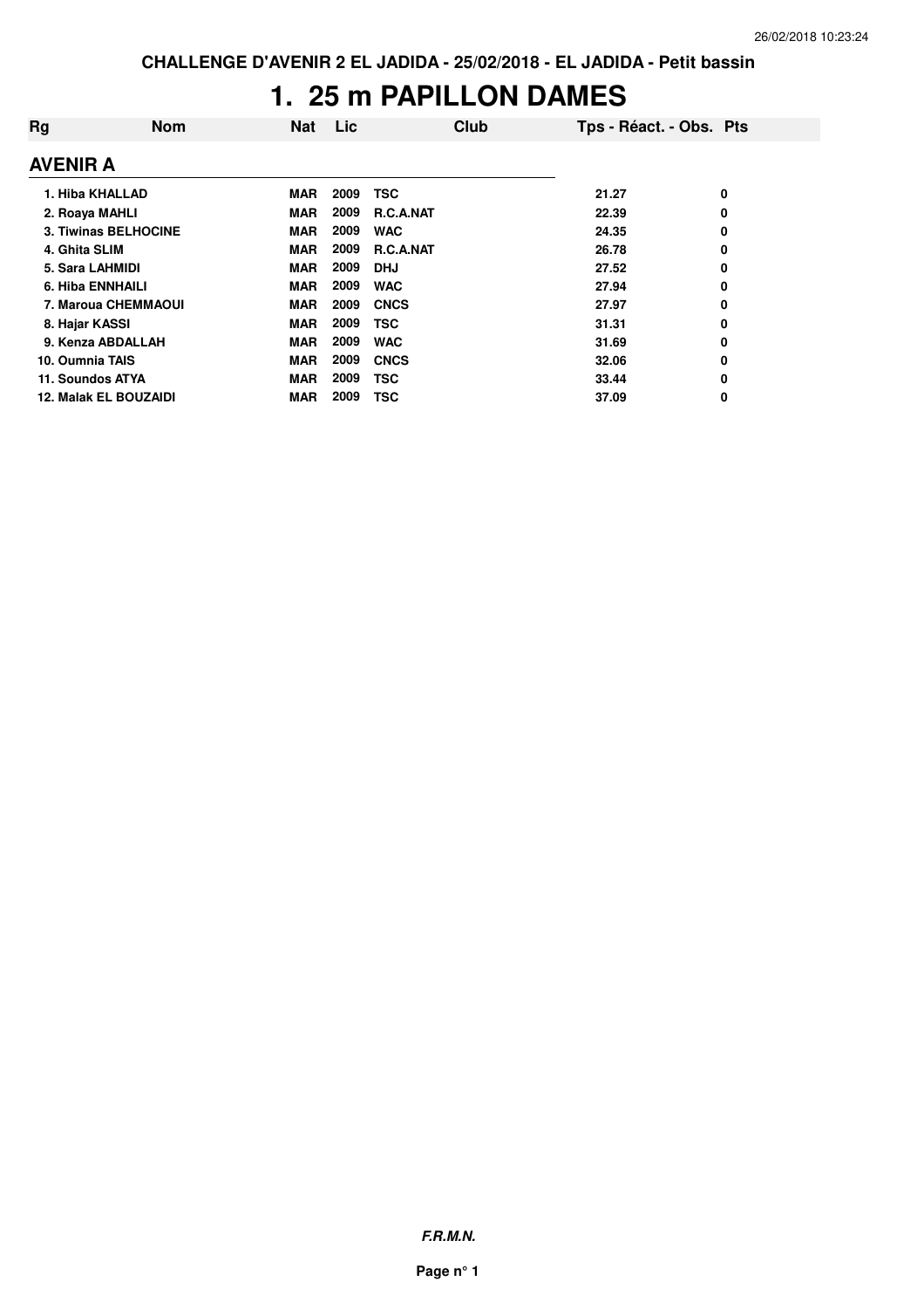**CHALLENGE D'AVENIR 2 EL JADIDA - 25/02/2018 - EL JADIDA - Petit bassin**

# 1. 25 m PAPILLON DAMES

| Rg | Nom | Nat | Lic | Club | Tps - Réact. - Obs. | Pts |
|---|---|---|---|---|---|---|
| **AVENIR A** | | | | | | |
| 1. | Hiba KHALLAD | MAR | 2009 | TSC | 21.27 | 0 |
| 2. | Roaya MAHLI | MAR | 2009 | R.C.A.NAT | 22.39 | 0 |
| 3. | Tiwinas BELHOCINE | MAR | 2009 | WAC | 24.35 | 0 |
| 4. | Ghita SLIM | MAR | 2009 | R.C.A.NAT | 26.78 | 0 |
| 5. | Sara LAHMIDI | MAR | 2009 | DHJ | 27.52 | 0 |
| 6. | Hiba ENNHAILI | MAR | 2009 | WAC | 27.94 | 0 |
| 7. | Maroua CHEMMAOUI | MAR | 2009 | CNCS | 27.97 | 0 |
| 8. | Hajar KASSI | MAR | 2009 | TSC | 31.31 | 0 |
| 9. | Kenza ABDALLAH | MAR | 2009 | WAC | 31.69 | 0 |
| 10. | Oumnia TAIS | MAR | 2009 | CNCS | 32.06 | 0 |
| 11. | Soundos ATYA | MAR | 2009 | TSC | 33.44 | 0 |
| 12. | Malak EL BOUZAIDI | MAR | 2009 | TSC | 37.09 | 0 |

***F.R.M.N.***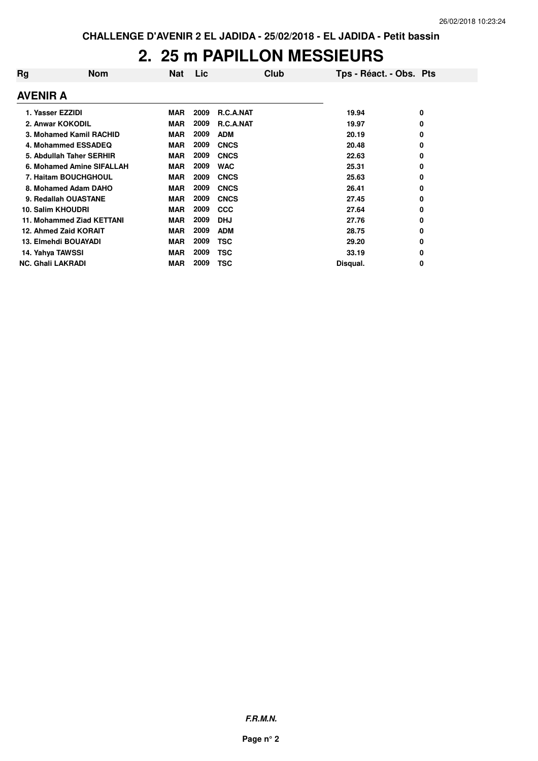# 2. 25 m PAPILLON MESSIEURS

| Rg | Nom | Nat | Lic | Club | Tps - Réact. - Obs. | Pts |
|---|---|---|---|---|---|---|
| **AVENIR A** | | | | | | |
| 1. | Yasser EZZIDI | MAR | 2009 | R.C.A.NAT | 19.94 | 0 |
| 2. | Anwar KOKODIL | MAR | 2009 | R.C.A.NAT | 19.97 | 0 |
| 3. | Mohamed Kamil RACHID | MAR | 2009 | ADM | 20.19 | 0 |
| 4. | Mohammed ESSADEQ | MAR | 2009 | CNCS | 20.48 | 0 |
| 5. | Abdullah Taher SERHIR | MAR | 2009 | CNCS | 22.63 | 0 |
| 6. | Mohamed Amine SIFALLAH | MAR | 2009 | WAC | 25.31 | 0 |
| 7. | Haitam BOUCHGHOUL | MAR | 2009 | CNCS | 25.63 | 0 |
| 8. | Mohamed Adam DAHO | MAR | 2009 | CNCS | 26.41 | 0 |
| 9. | Redallah OUASTANE | MAR | 2009 | CNCS | 27.45 | 0 |
| 10. | Salim KHOUDRI | MAR | 2009 | CCC | 27.64 | 0 |
| 11. | Mohammed Ziad KETTANI | MAR | 2009 | DHJ | 27.76 | 0 |
| 12. | Ahmed Zaid KORAIT | MAR | 2009 | ADM | 28.75 | 0 |
| 13. | Elmehdi BOUAYADI | MAR | 2009 | TSC | 29.20 | 0 |
| 14. | Yahya TAWSSI | MAR | 2009 | TSC | 33.19 | 0 |
| NC. | Ghali LAKRADI | MAR | 2009 | TSC | Disqual. | 0 |

***F.R.M.N.***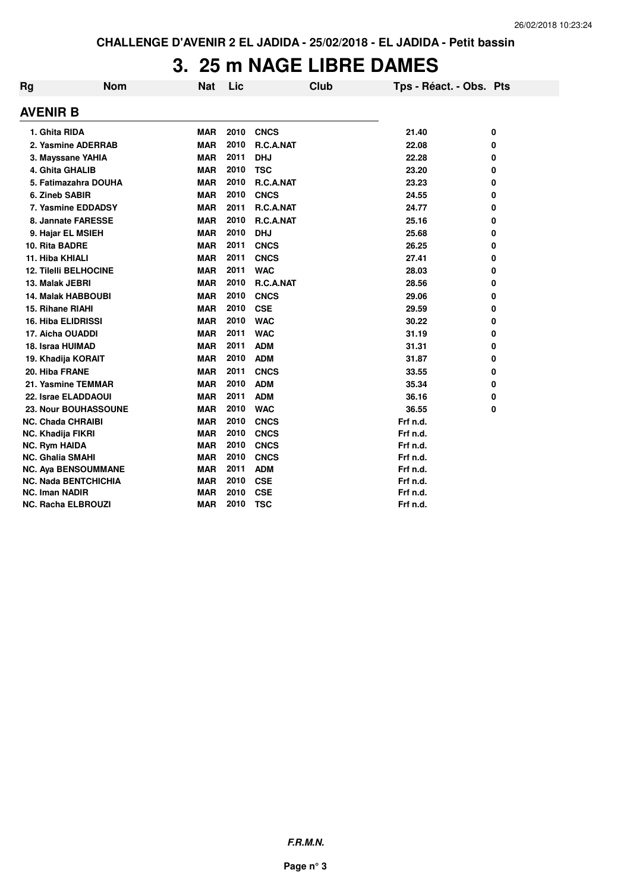CHALLENGE D'AVENIR 2 EL JADIDA - 25/02/2018 - EL JADIDA - Petit bassin

# 3. 25 m NAGE LIBRE DAMES

## AVENIR B

| Rg | Nom | Nat | Lic | Club | Tps - Réact. - Obs. | Pts |
|---|---|---|---|---|---|---|
| 1. | Ghita RIDA | MAR | 2010 | CNCS | 21.40 | 0 |
| 2. | Yasmine ADERRAB | MAR | 2010 | R.C.A.NAT | 22.08 | 0 |
| 3. | Mayssane YAHIA | MAR | 2011 | DHJ | 22.28 | 0 |
| 4. | Ghita GHALIB | MAR | 2010 | TSC | 23.20 | 0 |
| 5. | Fatimazahra DOUHA | MAR | 2010 | R.C.A.NAT | 23.23 | 0 |
| 6. | Zineb SABIR | MAR | 2010 | CNCS | 24.55 | 0 |
| 7. | Yasmine EDDADSY | MAR | 2011 | R.C.A.NAT | 24.77 | 0 |
| 8. | Jannate FARESSE | MAR | 2010 | R.C.A.NAT | 25.16 | 0 |
| 9. | Hajar EL MSIEH | MAR | 2010 | DHJ | 25.68 | 0 |
| 10. | Rita BADRE | MAR | 2011 | CNCS | 26.25 | 0 |
| 11. | Hiba KHIALI | MAR | 2011 | CNCS | 27.41 | 0 |
| 12. | Tilelli BELHOCINE | MAR | 2011 | WAC | 28.03 | 0 |
| 13. | Malak JEBRI | MAR | 2010 | R.C.A.NAT | 28.56 | 0 |
| 14. | Malak HABBOUBI | MAR | 2010 | CNCS | 29.06 | 0 |
| 15. | Rihane RIAHI | MAR | 2010 | CSE | 29.59 | 0 |
| 16. | Hiba ELIDRISSI | MAR | 2010 | WAC | 30.22 | 0 |
| 17. | Aicha OUADDI | MAR | 2011 | WAC | 31.19 | 0 |
| 18. | Israa HUIMAD | MAR | 2011 | ADM | 31.31 | 0 |
| 19. | Khadija KORAIT | MAR | 2010 | ADM | 31.87 | 0 |
| 20. | Hiba FRANE | MAR | 2011 | CNCS | 33.55 | 0 |
| 21. | Yasmine TEMMAR | MAR | 2010 | ADM | 35.34 | 0 |
| 22. | Israe ELADDAOUI | MAR | 2011 | ADM | 36.16 | 0 |
| 23. | Nour BOUHASSOUNE | MAR | 2010 | WAC | 36.55 | 0 |
| NC. | Chada CHRAIBI | MAR | 2010 | CNCS | Frf n.d. | |
| NC. | Khadija FIKRI | MAR | 2010 | CNCS | Frf n.d. | |
| NC. | Rym HAIDA | MAR | 2010 | CNCS | Frf n.d. | |
| NC. | Ghalia SMAHI | MAR | 2010 | CNCS | Frf n.d. | |
| NC. | Aya BENSOUMMANE | MAR | 2011 | ADM | Frf n.d. | |
| NC. | Nada BENTCHICHIA | MAR | 2010 | CSE | Frf n.d. | |
| NC. | Iman NADIR | MAR | 2010 | CSE | Frf n.d. | |
| NC. | Racha ELBROUZI | MAR | 2010 | TSC | Frf n.d. | |

***F.R.M.N.***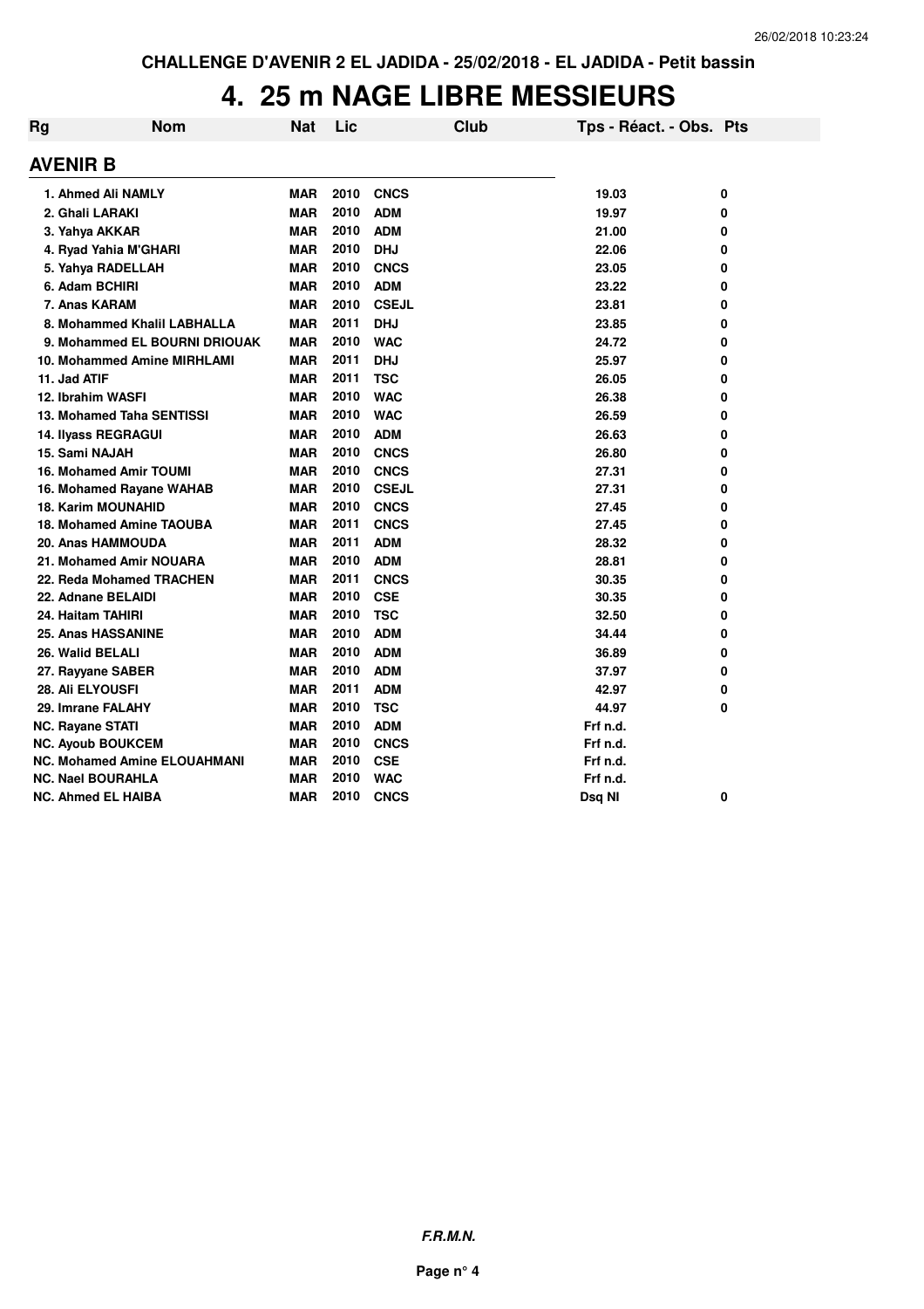CHALLENGE D'AVENIR 2 EL JADIDA - 25/02/2018 - EL JADIDA - Petit bassin

# 4. 25 m NAGE LIBRE MESSIEURS

## AVENIR B

| Rg | Nom | Nat | Lic | Club | Tps - Réact. - Obs. | Pts |
|---|---|---|---|---|---|---|
| 1. | Ahmed Ali NAMLY | MAR | 2010 | CNCS | 19.03 | 0 |
| 2. | Ghali LARAKI | MAR | 2010 | ADM | 19.97 | 0 |
| 3. | Yahya AKKAR | MAR | 2010 | ADM | 21.00 | 0 |
| 4. | Ryad Yahia M'GHARI | MAR | 2010 | DHJ | 22.06 | 0 |
| 5. | Yahya RADELLAH | MAR | 2010 | CNCS | 23.05 | 0 |
| 6. | Adam BCHIRI | MAR | 2010 | ADM | 23.22 | 0 |
| 7. | Anas KARAM | MAR | 2010 | CSEJL | 23.81 | 0 |
| 8. | Mohammed Khalil LABHALLA | MAR | 2011 | DHJ | 23.85 | 0 |
| 9. | Mohammed EL BOURNI DRIOUAK | MAR | 2010 | WAC | 24.72 | 0 |
| 10. | Mohammed Amine MIRHLAMI | MAR | 2011 | DHJ | 25.97 | 0 |
| 11. | Jad ATIF | MAR | 2011 | TSC | 26.05 | 0 |
| 12. | Ibrahim WASFI | MAR | 2010 | WAC | 26.38 | 0 |
| 13. | Mohamed Taha SENTISSI | MAR | 2010 | WAC | 26.59 | 0 |
| 14. | Ilyass REGRAGUI | MAR | 2010 | ADM | 26.63 | 0 |
| 15. | Sami NAJAH | MAR | 2010 | CNCS | 26.80 | 0 |
| 16. | Mohamed Amir TOUMI | MAR | 2010 | CNCS | 27.31 | 0 |
| 16. | Mohamed Rayane WAHAB | MAR | 2010 | CSEJL | 27.31 | 0 |
| 18. | Karim MOUNAHID | MAR | 2010 | CNCS | 27.45 | 0 |
| 18. | Mohamed Amine TAOUBA | MAR | 2011 | CNCS | 27.45 | 0 |
| 20. | Anas HAMMOUDA | MAR | 2011 | ADM | 28.32 | 0 |
| 21. | Mohamed Amir NOUARA | MAR | 2010 | ADM | 28.81 | 0 |
| 22. | Reda Mohamed TRACHEN | MAR | 2011 | CNCS | 30.35 | 0 |
| 22. | Adnane BELAIDI | MAR | 2010 | CSE | 30.35 | 0 |
| 24. | Haitam TAHIRI | MAR | 2010 | TSC | 32.50 | 0 |
| 25. | Anas HASSANINE | MAR | 2010 | ADM | 34.44 | 0 |
| 26. | Walid BELALI | MAR | 2010 | ADM | 36.89 | 0 |
| 27. | Rayyane SABER | MAR | 2010 | ADM | 37.97 | 0 |
| 28. | Ali ELYOUSFI | MAR | 2011 | ADM | 42.97 | 0 |
| 29. | Imrane FALAHY | MAR | 2010 | TSC | 44.97 | 0 |
| NC. | Rayane STATI | MAR | 2010 | ADM | Frf n.d. | |
| NC. | Ayoub BOUKCEM | MAR | 2010 | CNCS | Frf n.d. | |
| NC. | Mohamed Amine ELOUAHMANI | MAR | 2010 | CSE | Frf n.d. | |
| NC. | Nael BOURAHLA | MAR | 2010 | WAC | Frf n.d. | |
| NC. | Ahmed EL HAIBA | MAR | 2010 | CNCS | Dsq NI | 0 |

**F.R.M.N.**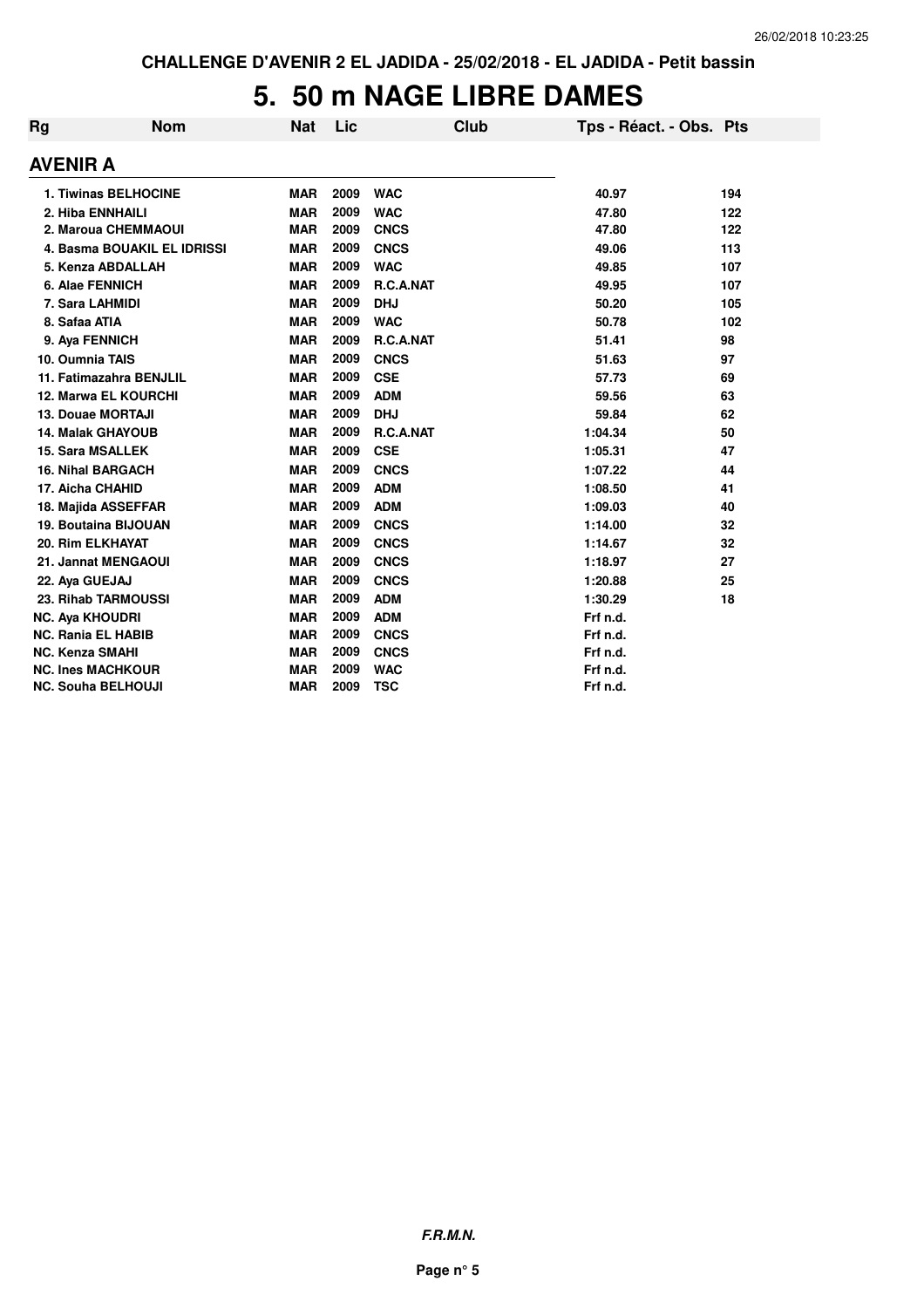CHALLENGE D'AVENIR 2 EL JADIDA - 25/02/2018 - EL JADIDA - Petit bassin

# 5. 50 m NAGE LIBRE DAMES

| Rg | Nom | Nat | Lic | Club | Tps - Réact. - Obs. | Pts |
|---|---|---|---|---|---|---|
| **AVENIR A** | | | | | | |
| 1. Tiwinas BELHOCINE | | MAR | 2009 | WAC | 40.97 | 194 |
| 2. Hiba ENNHAILI | | MAR | 2009 | WAC | 47.80 | 122 |
| 2. Maroua CHEMMAOUI | | MAR | 2009 | CNCS | 47.80 | 122 |
| 4. Basma BOUAKIL EL IDRISSI | | MAR | 2009 | CNCS | 49.06 | 113 |
| 5. Kenza ABDALLAH | | MAR | 2009 | WAC | 49.85 | 107 |
| 6. Alae FENNICH | | MAR | 2009 | R.C.A.NAT | 49.95 | 107 |
| 7. Sara LAHMIDI | | MAR | 2009 | DHJ | 50.20 | 105 |
| 8. Safaa ATIA | | MAR | 2009 | WAC | 50.78 | 102 |
| 9. Aya FENNICH | | MAR | 2009 | R.C.A.NAT | 51.41 | 98 |
| 10. Oumnia TAIS | | MAR | 2009 | CNCS | 51.63 | 97 |
| 11. Fatimazahra BENJLIL | | MAR | 2009 | CSE | 57.73 | 69 |
| 12. Marwa EL KOURCHI | | MAR | 2009 | ADM | 59.56 | 63 |
| 13. Douae MORTAJI | | MAR | 2009 | DHJ | 59.84 | 62 |
| 14. Malak GHAYOUB | | MAR | 2009 | R.C.A.NAT | 1:04.34 | 50 |
| 15. Sara MSALLEK | | MAR | 2009 | CSE | 1:05.31 | 47 |
| 16. Nihal BARGACH | | MAR | 2009 | CNCS | 1:07.22 | 44 |
| 17. Aicha CHAHID | | MAR | 2009 | ADM | 1:08.50 | 41 |
| 18. Majida ASSEFFAR | | MAR | 2009 | ADM | 1:09.03 | 40 |
| 19. Boutaina BIJOUAN | | MAR | 2009 | CNCS | 1:14.00 | 32 |
| 20. Rim ELKHAYAT | | MAR | 2009 | CNCS | 1:14.67 | 32 |
| 21. Jannat MENGAOUI | | MAR | 2009 | CNCS | 1:18.97 | 27 |
| 22. Aya GUEJAJ | | MAR | 2009 | CNCS | 1:20.88 | 25 |
| 23. Rihab TARMOUSSI | | MAR | 2009 | ADM | 1:30.29 | 18 |
| NC. Aya KHOUDRI | | MAR | 2009 | ADM | Frf n.d. | |
| NC. Rania EL HABIB | | MAR | 2009 | CNCS | Frf n.d. | |
| NC. Kenza SMAHI | | MAR | 2009 | CNCS | Frf n.d. | |
| NC. Ines MACHKOUR | | MAR | 2009 | WAC | Frf n.d. | |
| NC. Souha BELHOUJI | | MAR | 2009 | TSC | Frf n.d. | |

***F.R.M.N.***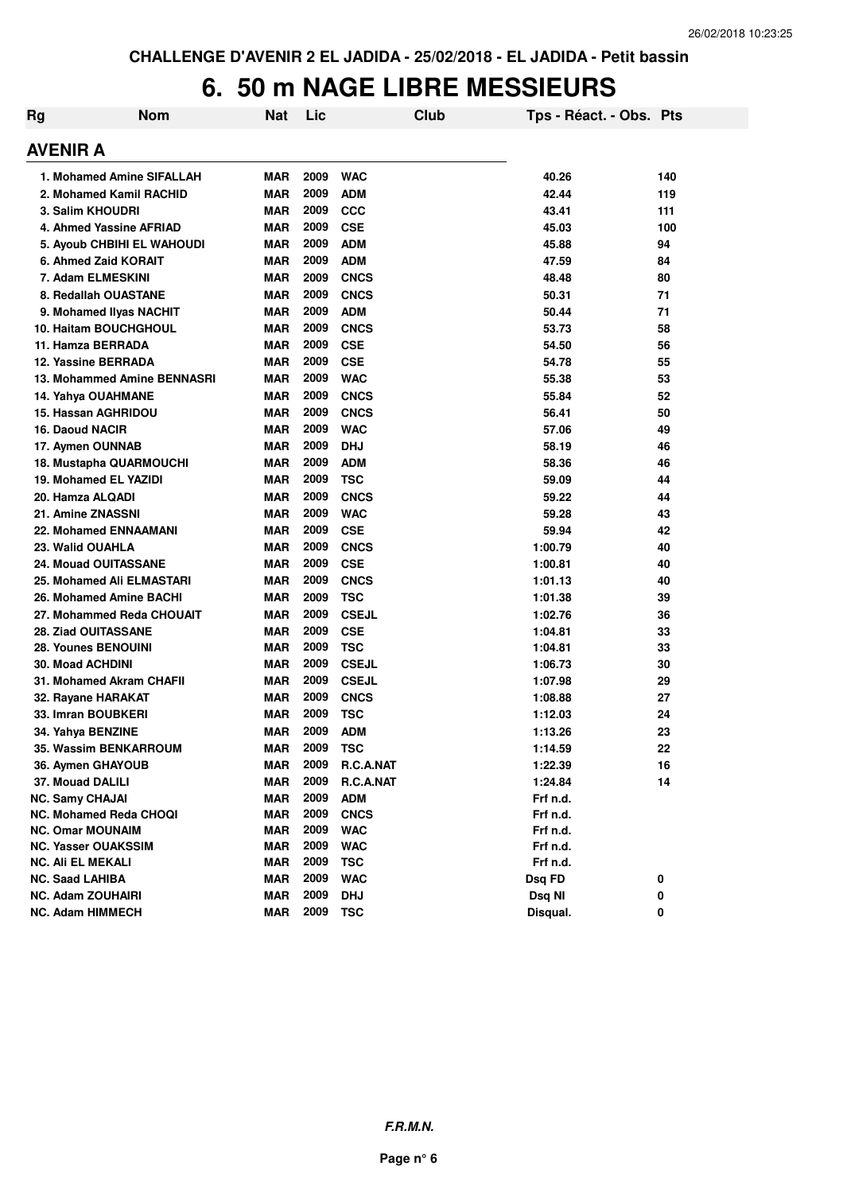CHALLENGE D'AVENIR 2 EL JADIDA - 25/02/2018 - EL JADIDA - Petit bassin

# 6. 50 m NAGE LIBRE MESSIEURS

## AVENIR A

| Rg | Nom | Nat | Lic | Club | Tps - Réact. - Obs. | Pts |
|---|---|---|---|---|---|---|
| 1. | Mohamed Amine SIFALLAH | MAR | 2009 | WAC | 40.26 | 140 |
| 2. | Mohamed Kamil RACHID | MAR | 2009 | ADM | 42.44 | 119 |
| 3. | Salim KHOUDRI | MAR | 2009 | CCC | 43.41 | 111 |
| 4. | Ahmed Yassine AFRIAD | MAR | 2009 | CSE | 45.03 | 100 |
| 5. | Ayoub CHBIHI EL WAHOUDI | MAR | 2009 | ADM | 45.88 | 94 |
| 6. | Ahmed Zaid KORAIT | MAR | 2009 | ADM | 47.59 | 84 |
| 7. | Adam ELMESKINI | MAR | 2009 | CNCS | 48.48 | 80 |
| 8. | Redallah OUASTANE | MAR | 2009 | CNCS | 50.31 | 71 |
| 9. | Mohamed Ilyas NACHIT | MAR | 2009 | ADM | 50.44 | 71 |
| 10. | Haitam BOUCHGHOUL | MAR | 2009 | CNCS | 53.73 | 58 |
| 11. | Hamza BERRADA | MAR | 2009 | CSE | 54.50 | 56 |
| 12. | Yassine BERRADA | MAR | 2009 | CSE | 54.78 | 55 |
| 13. | Mohammed Amine BENNASRI | MAR | 2009 | WAC | 55.38 | 53 |
| 14. | Yahya OUAHMANE | MAR | 2009 | CNCS | 55.84 | 52 |
| 15. | Hassan AGHRIDOU | MAR | 2009 | CNCS | 56.41 | 50 |
| 16. | Daoud NACIR | MAR | 2009 | WAC | 57.06 | 49 |
| 17. | Aymen OUNNAB | MAR | 2009 | DHJ | 58.19 | 46 |
| 18. | Mustapha QUARMOUCHI | MAR | 2009 | ADM | 58.36 | 46 |
| 19. | Mohamed EL YAZIDI | MAR | 2009 | TSC | 59.09 | 44 |
| 20. | Hamza ALQADI | MAR | 2009 | CNCS | 59.22 | 44 |
| 21. | Amine ZNASSNI | MAR | 2009 | WAC | 59.28 | 43 |
| 22. | Mohamed ENNAAMANI | MAR | 2009 | CSE | 59.94 | 42 |
| 23. | Walid OUAHLA | MAR | 2009 | CNCS | 1:00.79 | 40 |
| 24. | Mouad OUITASSANE | MAR | 2009 | CSE | 1:00.81 | 40 |
| 25. | Mohamed Ali ELMASTARI | MAR | 2009 | CNCS | 1:01.13 | 40 |
| 26. | Mohamed Amine BACHI | MAR | 2009 | TSC | 1:01.38 | 39 |
| 27. | Mohammed Reda CHOUAIT | MAR | 2009 | CSEJL | 1:02.76 | 36 |
| 28. | Ziad OUITASSANE | MAR | 2009 | CSE | 1:04.81 | 33 |
| 28. | Younes BENOUINI | MAR | 2009 | TSC | 1:04.81 | 33 |
| 30. | Moad ACHDINI | MAR | 2009 | CSEJL | 1:06.73 | 30 |
| 31. | Mohamed Akram CHAFII | MAR | 2009 | CSEJL | 1:07.98 | 29 |
| 32. | Rayane HARAKAT | MAR | 2009 | CNCS | 1:08.88 | 27 |
| 33. | Imran BOUBKERI | MAR | 2009 | TSC | 1:12.03 | 24 |
| 34. | Yahya BENZINE | MAR | 2009 | ADM | 1:13.26 | 23 |
| 35. | Wassim BENKARROUM | MAR | 2009 | TSC | 1:14.59 | 22 |
| 36. | Aymen GHAYOUB | MAR | 2009 | R.C.A.NAT | 1:22.39 | 16 |
| 37. | Mouad DALILI | MAR | 2009 | R.C.A.NAT | 1:24.84 | 14 |
| NC. | Samy CHAJAI | MAR | 2009 | ADM | Frf n.d. | |
| NC. | Mohamed Reda CHOQI | MAR | 2009 | CNCS | Frf n.d. | |
| NC. | Omar MOUNAIM | MAR | 2009 | WAC | Frf n.d. | |
| NC. | Yasser OUAKSSIM | MAR | 2009 | WAC | Frf n.d. | |
| NC. | Ali EL MEKALI | MAR | 2009 | TSC | Frf n.d. | |
| NC. | Saad LAHIBA | MAR | 2009 | WAC | Dsq FD | 0 |
| NC. | Adam ZOUHAIRI | MAR | 2009 | DHJ | Dsq NI | 0 |
| NC. | Adam HIMMECH | MAR | 2009 | TSC | Disqual. | 0 |

*F.R.M.N.*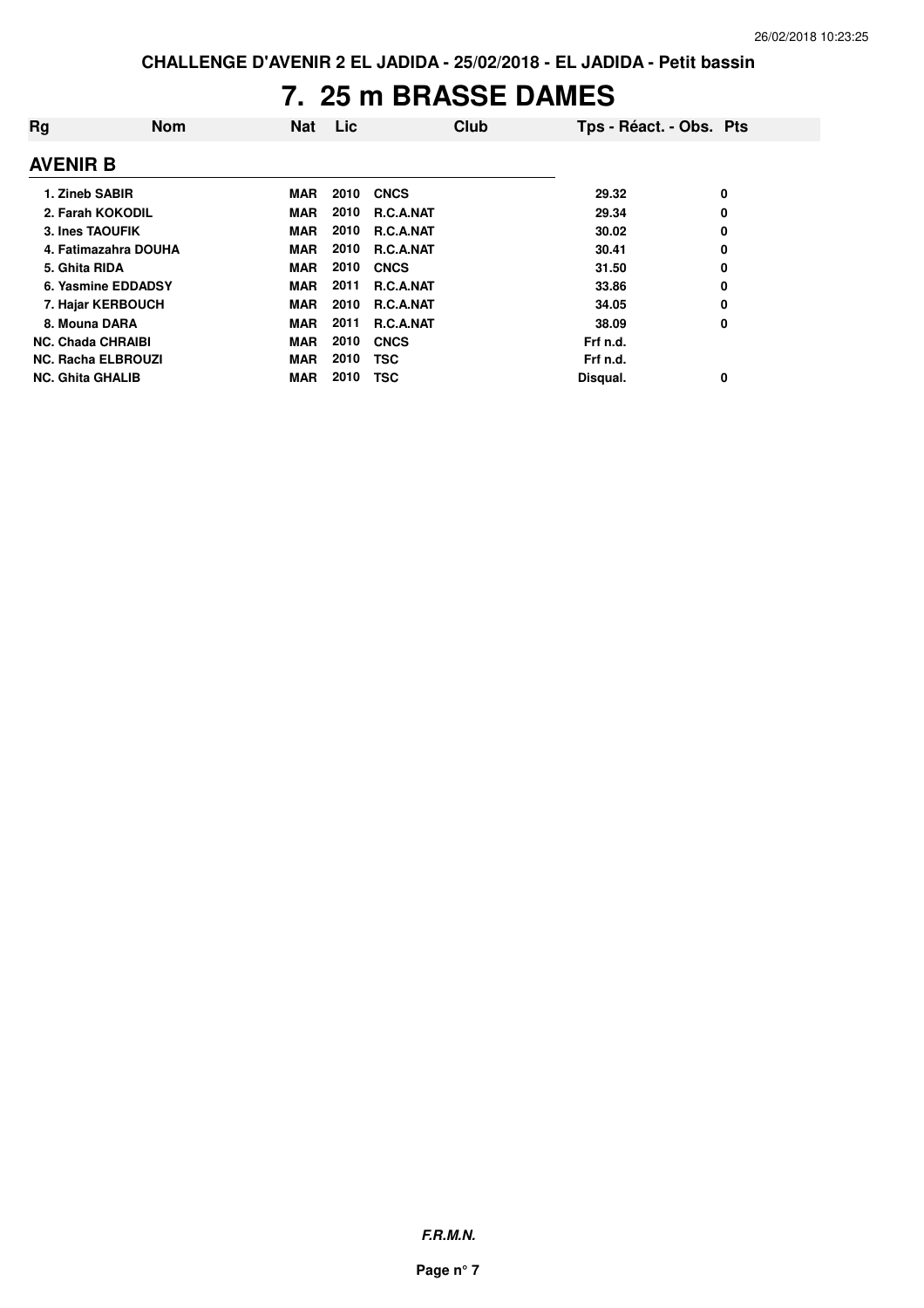CHALLENGE D'AVENIR 2 EL JADIDA - 25/02/2018 - EL JADIDA - Petit bassin

# 7. 25 m BRASSE DAMES

## AVENIR B

| Rg | Nom | Nat | Lic | Club | Tps - Réact. - Obs. | Pts |
|---|---|---|---|---|---|---|
| 1. | Zineb SABIR | MAR | 2010 | CNCS | 29.32 | 0 |
| 2. | Farah KOKODIL | MAR | 2010 | R.C.A.NAT | 29.34 | 0 |
| 3. | Ines TAOUFIK | MAR | 2010 | R.C.A.NAT | 30.02 | 0 |
| 4. | Fatimazahra DOUHA | MAR | 2010 | R.C.A.NAT | 30.41 | 0 |
| 5. | Ghita RIDA | MAR | 2010 | CNCS | 31.50 | 0 |
| 6. | Yasmine EDDADSY | MAR | 2011 | R.C.A.NAT | 33.86 | 0 |
| 7. | Hajar KERBOUCH | MAR | 2010 | R.C.A.NAT | 34.05 | 0 |
| 8. | Mouna DARA | MAR | 2011 | R.C.A.NAT | 38.09 | 0 |
| NC. | Chada CHRAIBI | MAR | 2010 | CNCS | Frf n.d. | |
| NC. | Racha ELBROUZI | MAR | 2010 | TSC | Frf n.d. | |
| NC. | Ghita GHALIB | MAR | 2010 | TSC | Disqual. | 0 |

***F.R.M.N.***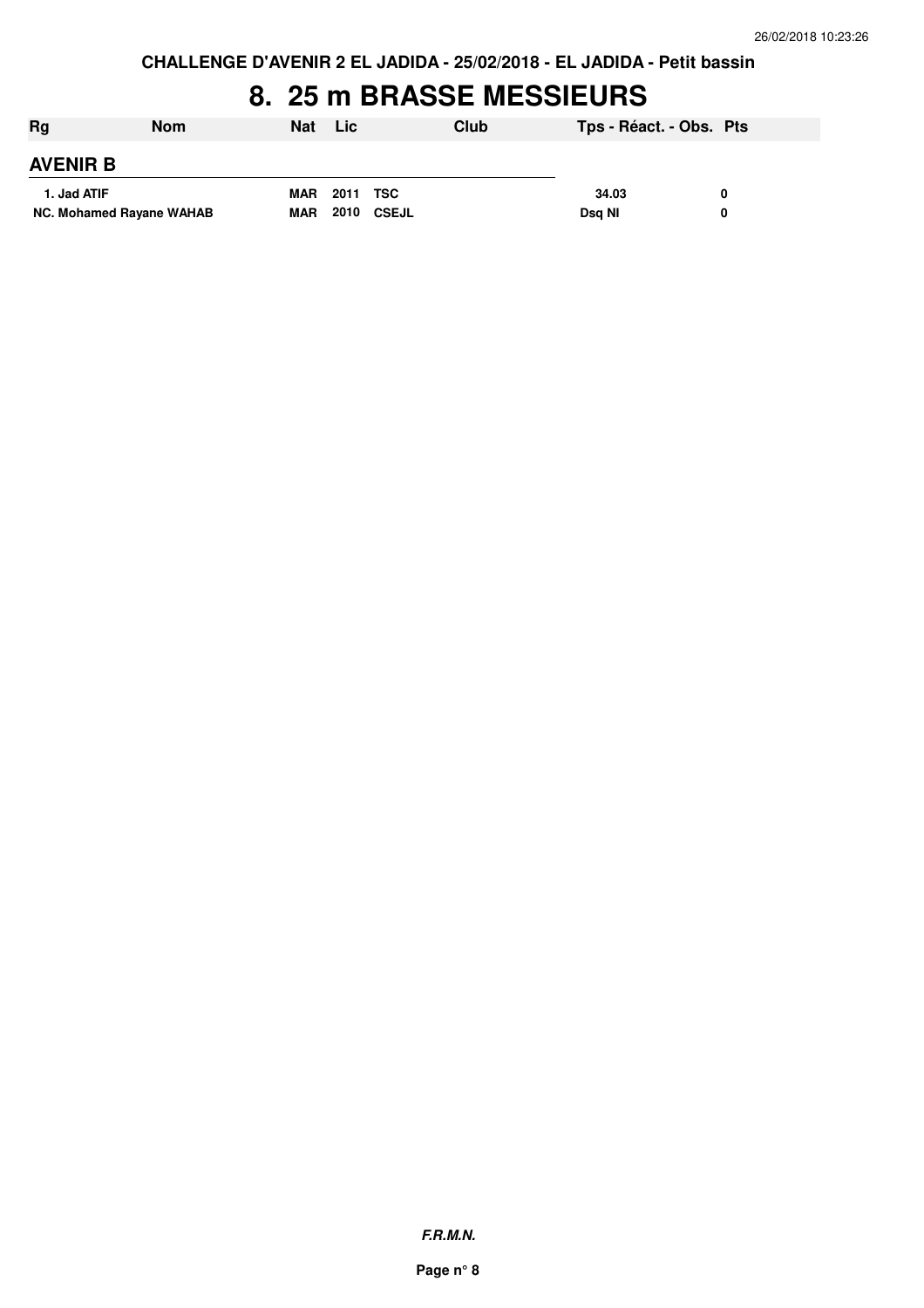CHALLENGE D'AVENIR 2 EL JADIDA - 25/02/2018 - EL JADIDA - Petit bassin

# 8. 25 m BRASSE MESSIEURS

| Rg | Nom | Nat | Lic | Club | Tps - Réact. - Obs. | Pts |
|---|---|---|---|---|---|---|
| **AVENIR B** | | | | | | |
| 1. | Jad ATIF | MAR | 2011 | TSC | 34.03 | 0 |
| NC. | Mohamed Rayane WAHAB | MAR | 2010 | CSEJL | Dsq NI | 0 |

*F.R.M.N.*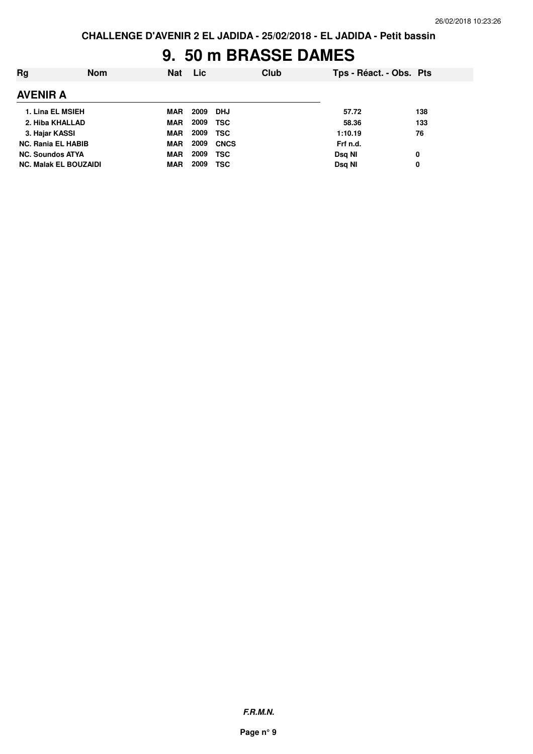CHALLENGE D'AVENIR 2 EL JADIDA - 25/02/2018 - EL JADIDA - Petit bassin

# 9. 50 m BRASSE DAMES

| Rg | Nom | Nat | Lic | Club | Tps - Réact. - Obs. | Pts |
|---|---|---|---|---|---|---|
| **AVENIR A** | | | | | | |
| 1. | Lina EL MSIEH | MAR | 2009 | DHJ | 57.72 | 138 |
| 2. | Hiba KHALLAD | MAR | 2009 | TSC | 58.36 | 133 |
| 3. | Hajar KASSI | MAR | 2009 | TSC | 1:10.19 | 76 |
| NC. | Rania EL HABIB | MAR | 2009 | CNCS | Frf n.d. | |
| NC. | Soundos ATYA | MAR | 2009 | TSC | Dsq NI | 0 |
| NC. | Malak EL BOUZAIDI | MAR | 2009 | TSC | Dsq NI | 0 |

*F.R.M.N.*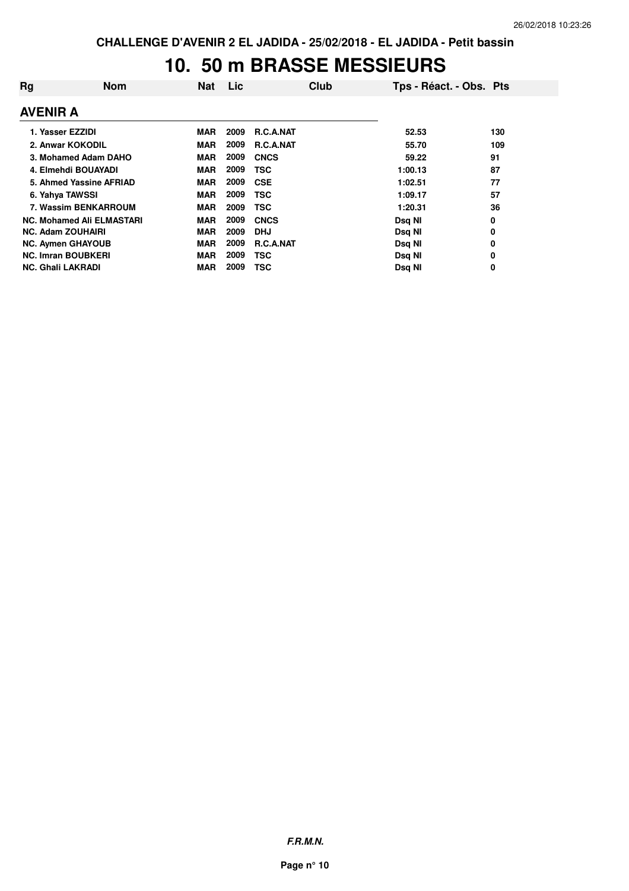CHALLENGE D'AVENIR 2 EL JADIDA - 25/02/2018 - EL JADIDA - Petit bassin

# 10. 50 m BRASSE MESSIEURS

| Rg | Nom | Nat | Lic | Club | Tps - Réact. - Obs. | Pts |
|---|---|---|---|---|---|---|
| **AVENIR A** | | | | | | |
| 1. | Yasser EZZIDI | MAR | 2009 | R.C.A.NAT | 52.53 | 130 |
| 2. | Anwar KOKODIL | MAR | 2009 | R.C.A.NAT | 55.70 | 109 |
| 3. | Mohamed Adam DAHO | MAR | 2009 | CNCS | 59.22 | 91 |
| 4. | Elmehdi BOUAYADI | MAR | 2009 | TSC | 1:00.13 | 87 |
| 5. | Ahmed Yassine AFRIAD | MAR | 2009 | CSE | 1:02.51 | 77 |
| 6. | Yahya TAWSSI | MAR | 2009 | TSC | 1:09.17 | 57 |
| 7. | Wassim BENKARROUM | MAR | 2009 | TSC | 1:20.31 | 36 |
| NC. | Mohamed Ali ELMASTARI | MAR | 2009 | CNCS | Dsq NI | 0 |
| NC. | Adam ZOUHAIRI | MAR | 2009 | DHJ | Dsq NI | 0 |
| NC. | Aymen GHAYOUB | MAR | 2009 | R.C.A.NAT | Dsq NI | 0 |
| NC. | Imran BOUBKERI | MAR | 2009 | TSC | Dsq NI | 0 |
| NC. | Ghali LAKRADI | MAR | 2009 | TSC | Dsq NI | 0 |

*F.R.M.N.*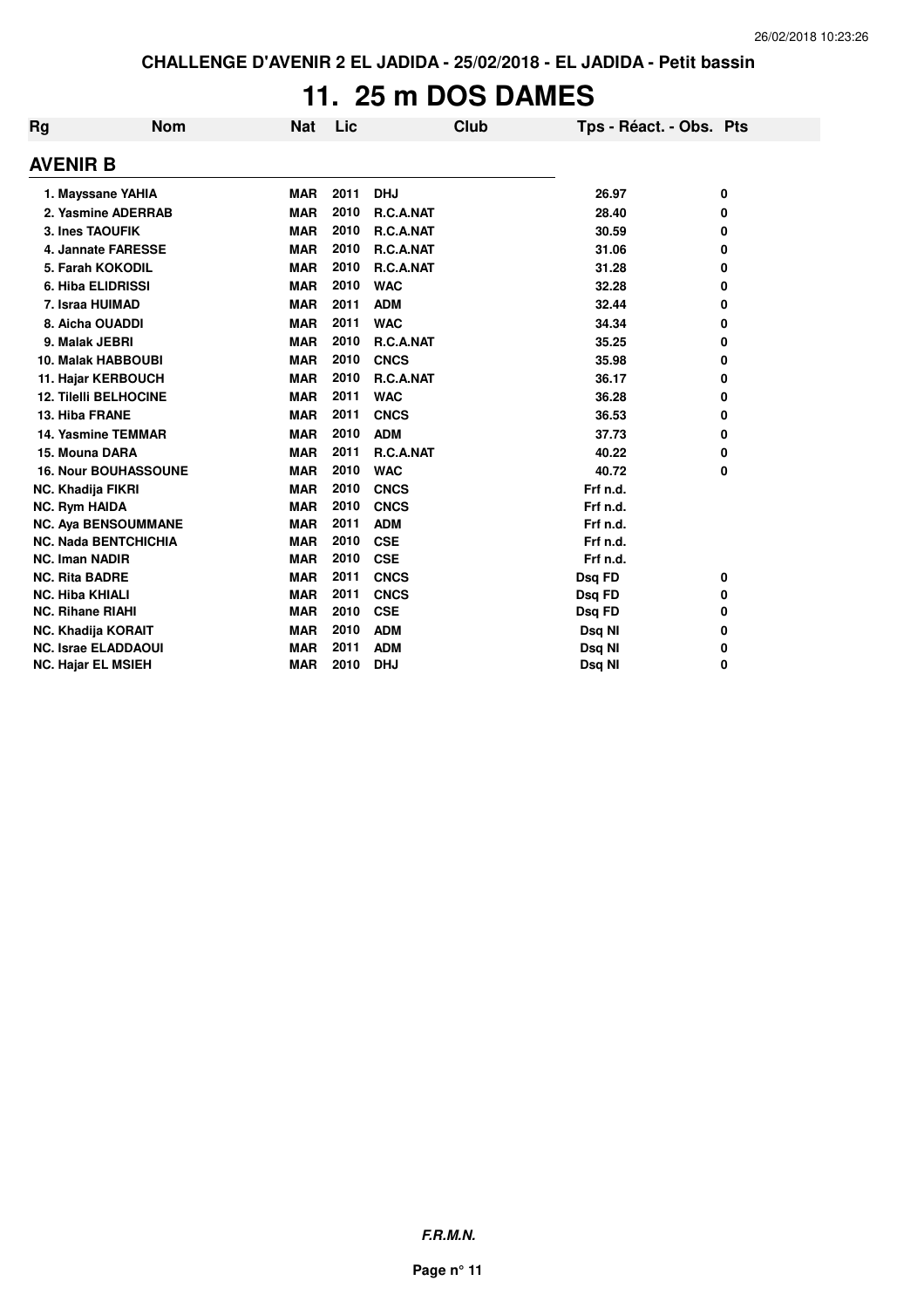CHALLENGE D'AVENIR 2 EL JADIDA - 25/02/2018 - EL JADIDA - Petit bassin

# 11. 25 m DOS DAMES

## AVENIR B

| Rg | Nom | Nat | Lic | Club | Tps - Réact. - Obs. | Pts |
|---|---|---|---|---|---|---|
| 1. | Mayssane YAHIA | MAR | 2011 | DHJ | 26.97 | 0 |
| 2. | Yasmine ADERRAB | MAR | 2010 | R.C.A.NAT | 28.40 | 0 |
| 3. | Ines TAOUFIK | MAR | 2010 | R.C.A.NAT | 30.59 | 0 |
| 4. | Jannate FARESSE | MAR | 2010 | R.C.A.NAT | 31.06 | 0 |
| 5. | Farah KOKODIL | MAR | 2010 | R.C.A.NAT | 31.28 | 0 |
| 6. | Hiba ELIDRISSI | MAR | 2010 | WAC | 32.28 | 0 |
| 7. | Israa HUIMAD | MAR | 2011 | ADM | 32.44 | 0 |
| 8. | Aicha OUADDI | MAR | 2011 | WAC | 34.34 | 0 |
| 9. | Malak JEBRI | MAR | 2010 | R.C.A.NAT | 35.25 | 0 |
| 10. | Malak HABBOUBI | MAR | 2010 | CNCS | 35.98 | 0 |
| 11. | Hajar KERBOUCH | MAR | 2010 | R.C.A.NAT | 36.17 | 0 |
| 12. | Tilelli BELHOCINE | MAR | 2011 | WAC | 36.28 | 0 |
| 13. | Hiba FRANE | MAR | 2011 | CNCS | 36.53 | 0 |
| 14. | Yasmine TEMMAR | MAR | 2010 | ADM | 37.73 | 0 |
| 15. | Mouna DARA | MAR | 2011 | R.C.A.NAT | 40.22 | 0 |
| 16. | Nour BOUHASSOUNE | MAR | 2010 | WAC | 40.72 | 0 |
| NC. | Khadija FIKRI | MAR | 2010 | CNCS | Frf n.d. | |
| NC. | Rym HAIDA | MAR | 2010 | CNCS | Frf n.d. | |
| NC. | Aya BENSOUMMANE | MAR | 2011 | ADM | Frf n.d. | |
| NC. | Nada BENTCHICHIA | MAR | 2010 | CSE | Frf n.d. | |
| NC. | Iman NADIR | MAR | 2010 | CSE | Frf n.d. | |
| NC. | Rita BADRE | MAR | 2011 | CNCS | Dsq FD | 0 |
| NC. | Hiba KHIALI | MAR | 2011 | CNCS | Dsq FD | 0 |
| NC. | Rihane RIAHI | MAR | 2010 | CSE | Dsq FD | 0 |
| NC. | Khadija KORAIT | MAR | 2010 | ADM | Dsq NI | 0 |
| NC. | Israe ELADDAOUI | MAR | 2011 | ADM | Dsq NI | 0 |
| NC. | Hajar EL MSIEH | MAR | 2010 | DHJ | Dsq NI | 0 |

*F.R.M.N.*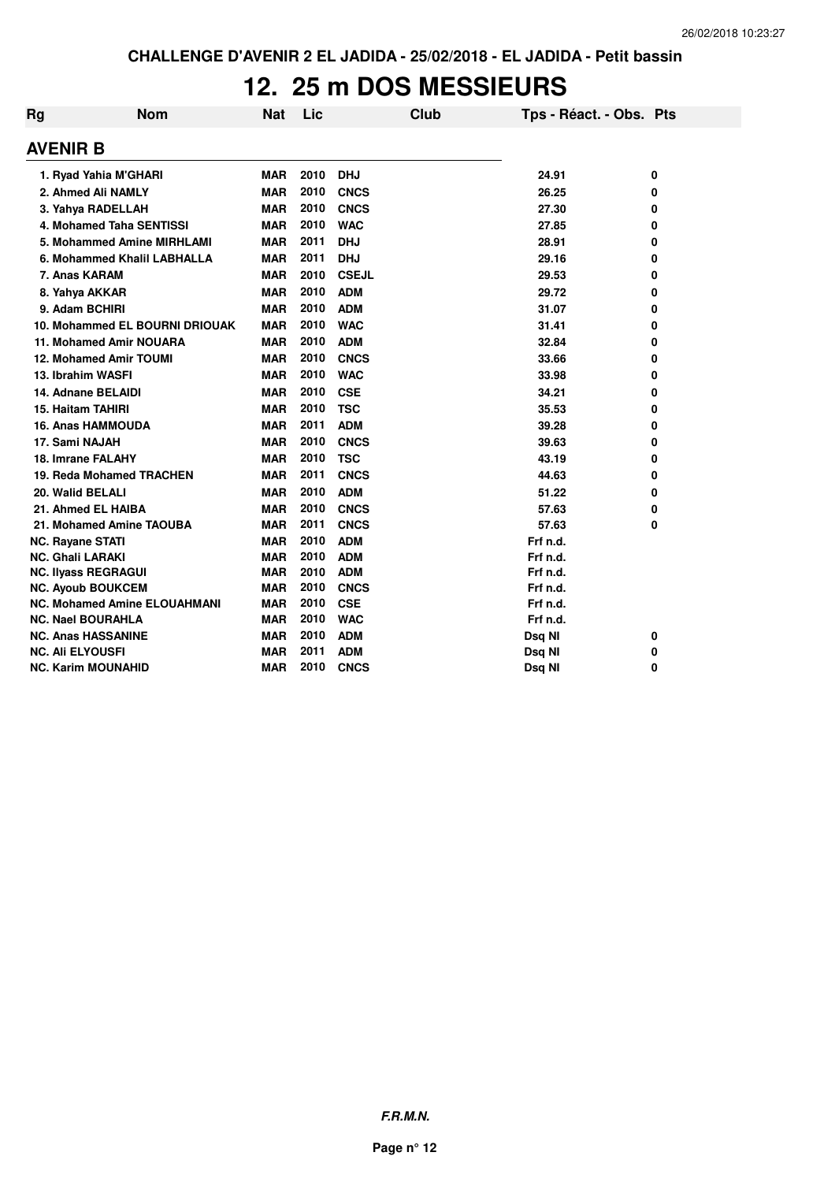CHALLENGE D'AVENIR 2 EL JADIDA - 25/02/2018 - EL JADIDA - Petit bassin

# 12. 25 m DOS MESSIEURS

| Rg | Nom | Nat | Lic | Club | Tps - Réact. - Obs. | Pts |
|---|---|---|---|---|---|---|
| **AVENIR B** | | | | | | |
| 1. | Ryad Yahia M'GHARI | MAR | 2010 | DHJ | 24.91 | 0 |
| 2. | Ahmed Ali NAMLY | MAR | 2010 | CNCS | 26.25 | 0 |
| 3. | Yahya RADELLAH | MAR | 2010 | CNCS | 27.30 | 0 |
| 4. | Mohamed Taha SENTISSI | MAR | 2010 | WAC | 27.85 | 0 |
| 5. | Mohammed Amine MIRHLAMI | MAR | 2011 | DHJ | 28.91 | 0 |
| 6. | Mohammed Khalil LABHALLA | MAR | 2011 | DHJ | 29.16 | 0 |
| 7. | Anas KARAM | MAR | 2010 | CSEJL | 29.53 | 0 |
| 8. | Yahya AKKAR | MAR | 2010 | ADM | 29.72 | 0 |
| 9. | Adam BCHIRI | MAR | 2010 | ADM | 31.07 | 0 |
| 10. | Mohammed EL BOURNI DRIOUAK | MAR | 2010 | WAC | 31.41 | 0 |
| 11. | Mohamed Amir NOUARA | MAR | 2010 | ADM | 32.84 | 0 |
| 12. | Mohamed Amir TOUMI | MAR | 2010 | CNCS | 33.66 | 0 |
| 13. | Ibrahim WASFI | MAR | 2010 | WAC | 33.98 | 0 |
| 14. | Adnane BELAIDI | MAR | 2010 | CSE | 34.21 | 0 |
| 15. | Haitam TAHIRI | MAR | 2010 | TSC | 35.53 | 0 |
| 16. | Anas HAMMOUDA | MAR | 2011 | ADM | 39.28 | 0 |
| 17. | Sami NAJAH | MAR | 2010 | CNCS | 39.63 | 0 |
| 18. | Imrane FALAHY | MAR | 2010 | TSC | 43.19 | 0 |
| 19. | Reda Mohamed TRACHEN | MAR | 2011 | CNCS | 44.63 | 0 |
| 20. | Walid BELALI | MAR | 2010 | ADM | 51.22 | 0 |
| 21. | Ahmed EL HAIBA | MAR | 2010 | CNCS | 57.63 | 0 |
| 21. | Mohamed Amine TAOUBA | MAR | 2011 | CNCS | 57.63 | 0 |
| NC. | Rayane STATI | MAR | 2010 | ADM | Frf n.d. | |
| NC. | Ghali LARAKI | MAR | 2010 | ADM | Frf n.d. | |
| NC. | Ilyass REGRAGUI | MAR | 2010 | ADM | Frf n.d. | |
| NC. | Ayoub BOUKCEM | MAR | 2010 | CNCS | Frf n.d. | |
| NC. | Mohamed Amine ELOUAHMANI | MAR | 2010 | CSE | Frf n.d. | |
| NC. | Nael BOURAHLA | MAR | 2010 | WAC | Frf n.d. | |
| NC. | Anas HASSANINE | MAR | 2010 | ADM | Dsq NI | 0 |
| NC. | Ali ELYOUSFI | MAR | 2011 | ADM | Dsq NI | 0 |
| NC. | Karim MOUNAHID | MAR | 2010 | CNCS | Dsq NI | 0 |

*F.R.M.N.*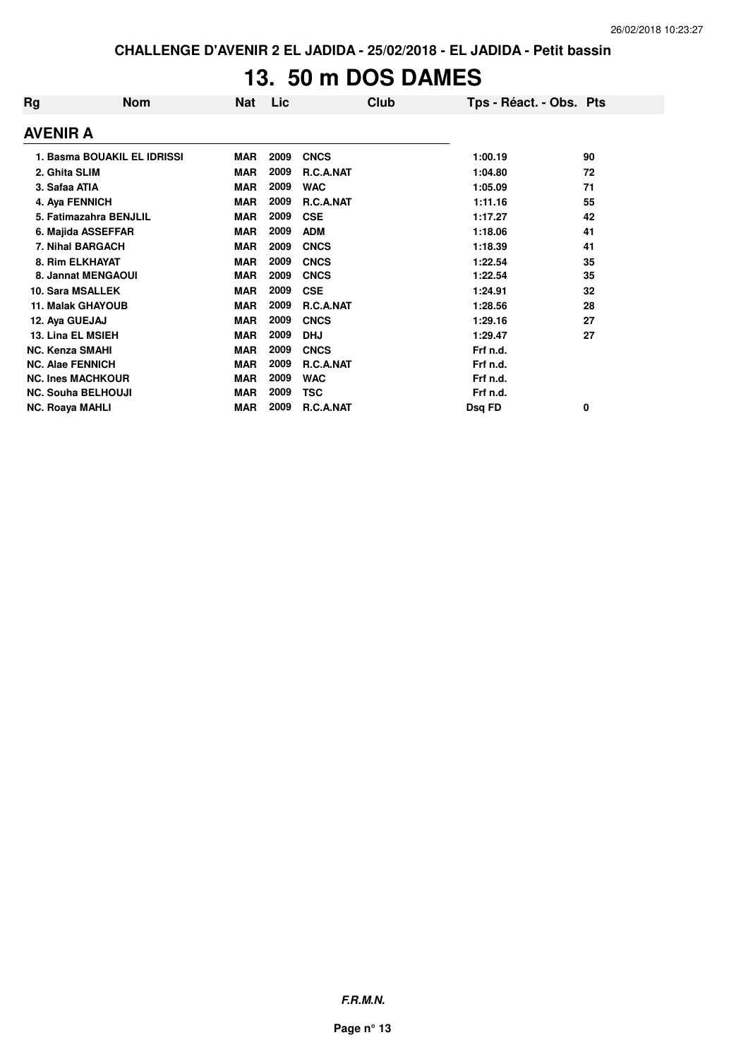CHALLENGE D'AVENIR 2 EL JADIDA - 25/02/2018 - EL JADIDA - Petit bassin

# 13. 50 m DOS DAMES

| Rg | Nom | Nat | Lic | Club | Tps - Réact. - Obs. | Pts |
|---|---|---|---|---|---|---|
| **AVENIR A** | | | | | | |
| 1. | Basma BOUAKIL EL IDRISSI | MAR | 2009 | CNCS | 1:00.19 | 90 |
| 2. | Ghita SLIM | MAR | 2009 | R.C.A.NAT | 1:04.80 | 72 |
| 3. | Safaa ATIA | MAR | 2009 | WAC | 1:05.09 | 71 |
| 4. | Aya FENNICH | MAR | 2009 | R.C.A.NAT | 1:11.16 | 55 |
| 5. | Fatimazahra BENJLIL | MAR | 2009 | CSE | 1:17.27 | 42 |
| 6. | Majida ASSEFFAR | MAR | 2009 | ADM | 1:18.06 | 41 |
| 7. | Nihal BARGACH | MAR | 2009 | CNCS | 1:18.39 | 41 |
| 8. | Rim ELKHAYAT | MAR | 2009 | CNCS | 1:22.54 | 35 |
| 8. | Jannat MENGAOUI | MAR | 2009 | CNCS | 1:22.54 | 35 |
| 10. | Sara MSALLEK | MAR | 2009 | CSE | 1:24.91 | 32 |
| 11. | Malak GHAYOUB | MAR | 2009 | R.C.A.NAT | 1:28.56 | 28 |
| 12. | Aya GUEJAJ | MAR | 2009 | CNCS | 1:29.16 | 27 |
| 13. | Lina EL MSIEH | MAR | 2009 | DHJ | 1:29.47 | 27 |
| NC. | Kenza SMAHI | MAR | 2009 | CNCS | Frf n.d. | |
| NC. | Alae FENNICH | MAR | 2009 | R.C.A.NAT | Frf n.d. | |
| NC. | Ines MACHKOUR | MAR | 2009 | WAC | Frf n.d. | |
| NC. | Souha BELHOUJI | MAR | 2009 | TSC | Frf n.d. | |
| NC. | Roaya MAHLI | MAR | 2009 | R.C.A.NAT | Dsq FD | 0 |

*F.R.M.N.*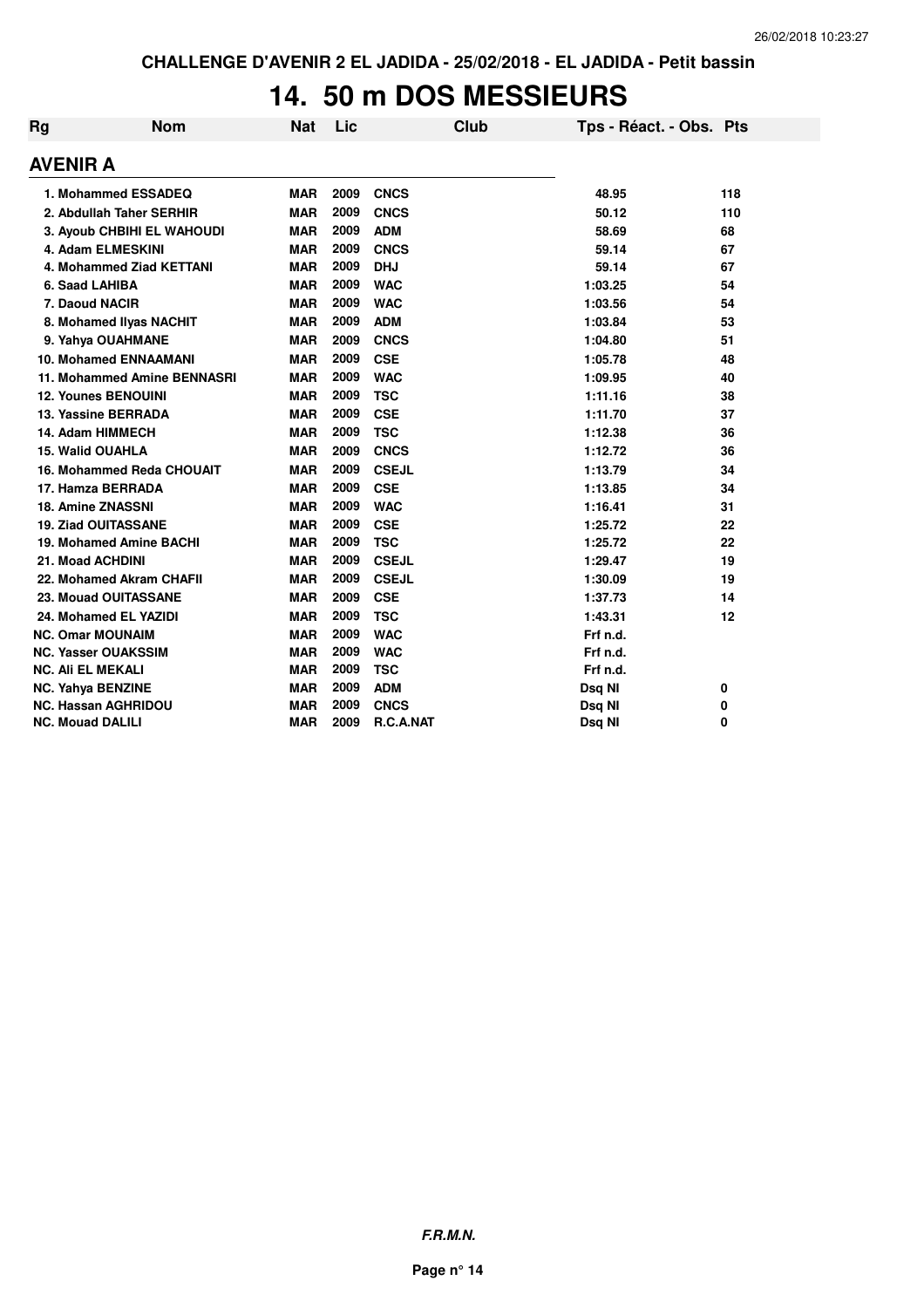CHALLENGE D'AVENIR 2 EL JADIDA - 25/02/2018 - EL JADIDA - Petit bassin

# 14. 50 m DOS MESSIEURS

| Rg | Nom | Nat | Lic | Club | Tps - Réact. - Obs. | Pts |
|---|---|---|---|---|---|---|
| **AVENIR A** | | | | | | |
| 1. Mohammed ESSADEQ | | MAR | 2009 | CNCS | 48.95 | 118 |
| 2. Abdullah Taher SERHIR | | MAR | 2009 | CNCS | 50.12 | 110 |
| 3. Ayoub CHBIHI EL WAHOUDI | | MAR | 2009 | ADM | 58.69 | 68 |
| 4. Adam ELMESKINI | | MAR | 2009 | CNCS | 59.14 | 67 |
| 4. Mohammed Ziad KETTANI | | MAR | 2009 | DHJ | 59.14 | 67 |
| 6. Saad LAHIBA | | MAR | 2009 | WAC | 1:03.25 | 54 |
| 7. Daoud NACIR | | MAR | 2009 | WAC | 1:03.56 | 54 |
| 8. Mohamed Ilyas NACHIT | | MAR | 2009 | ADM | 1:03.84 | 53 |
| 9. Yahya OUAHMANE | | MAR | 2009 | CNCS | 1:04.80 | 51 |
| 10. Mohamed ENNAAMANI | | MAR | 2009 | CSE | 1:05.78 | 48 |
| 11. Mohammed Amine BENNASRI | | MAR | 2009 | WAC | 1:09.95 | 40 |
| 12. Younes BENOUINI | | MAR | 2009 | TSC | 1:11.16 | 38 |
| 13. Yassine BERRADA | | MAR | 2009 | CSE | 1:11.70 | 37 |
| 14. Adam HIMMECH | | MAR | 2009 | TSC | 1:12.38 | 36 |
| 15. Walid OUAHLA | | MAR | 2009 | CNCS | 1:12.72 | 36 |
| 16. Mohammed Reda CHOUAIT | | MAR | 2009 | CSEJL | 1:13.79 | 34 |
| 17. Hamza BERRADA | | MAR | 2009 | CSE | 1:13.85 | 34 |
| 18. Amine ZNASSNI | | MAR | 2009 | WAC | 1:16.41 | 31 |
| 19. Ziad OUITASSANE | | MAR | 2009 | CSE | 1:25.72 | 22 |
| 19. Mohamed Amine BACHI | | MAR | 2009 | TSC | 1:25.72 | 22 |
| 21. Moad ACHDINI | | MAR | 2009 | CSEJL | 1:29.47 | 19 |
| 22. Mohamed Akram CHAFII | | MAR | 2009 | CSEJL | 1:30.09 | 19 |
| 23. Mouad OUITASSANE | | MAR | 2009 | CSE | 1:37.73 | 14 |
| 24. Mohamed EL YAZIDI | | MAR | 2009 | TSC | 1:43.31 | 12 |
| NC. Omar MOUNAIM | | MAR | 2009 | WAC | Frf n.d. | |
| NC. Yasser OUAKSSIM | | MAR | 2009 | WAC | Frf n.d. | |
| NC. Ali EL MEKALI | | MAR | 2009 | TSC | Frf n.d. | |
| NC. Yahya BENZINE | | MAR | 2009 | ADM | Dsq NI | 0 |
| NC. Hassan AGHRIDOU | | MAR | 2009 | CNCS | Dsq NI | 0 |
| NC. Mouad DALILI | | MAR | 2009 | R.C.A.NAT | Dsq NI | 0 |

**F.R.M.N.**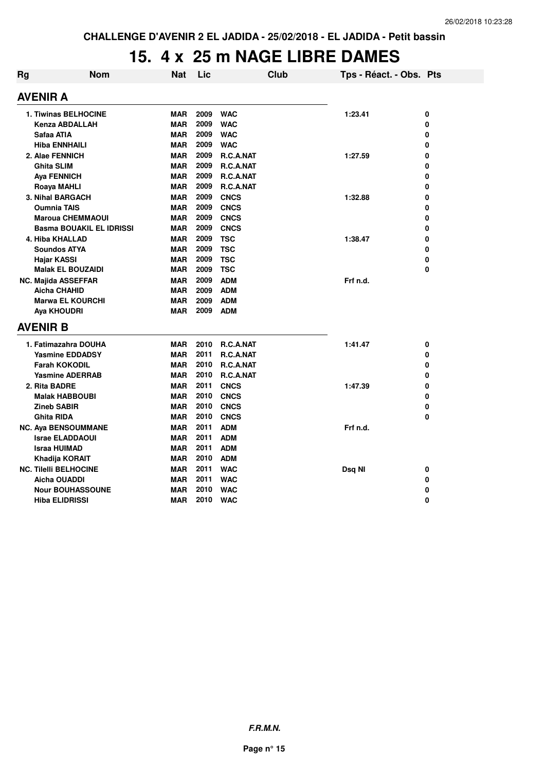**CHALLENGE D'AVENIR 2 EL JADIDA - 25/02/2018 - EL JADIDA - Petit bassin**

# 15. 4 x 25 m NAGE LIBRE DAMES

| Rg | Nom | Nat | Lic | Club | Tps - Réact. - Obs. | Pts |
|---|---|---|---|---|---|---|
| **AVENIR A** | | | | | | |
| 1. | Tiwinas BELHOCINE | MAR | 2009 | WAC | 1:23.41 | 0 |
| | Kenza ABDALLAH | MAR | 2009 | WAC | | 0 |
| | Safaa ATIA | MAR | 2009 | WAC | | 0 |
| | Hiba ENNHAILI | MAR | 2009 | WAC | | 0 |
| 2. | Alae FENNICH | MAR | 2009 | R.C.A.NAT | 1:27.59 | 0 |
| | Ghita SLIM | MAR | 2009 | R.C.A.NAT | | 0 |
| | Aya FENNICH | MAR | 2009 | R.C.A.NAT | | 0 |
| | Roaya MAHLI | MAR | 2009 | R.C.A.NAT | | 0 |
| 3. | Nihal BARGACH | MAR | 2009 | CNCS | 1:32.88 | 0 |
| | Oumnia TAIS | MAR | 2009 | CNCS | | 0 |
| | Maroua CHEMMAOUI | MAR | 2009 | CNCS | | 0 |
| | Basma BOUAKIL EL IDRISSI | MAR | 2009 | CNCS | | 0 |
| 4. | Hiba KHALLAD | MAR | 2009 | TSC | 1:38.47 | 0 |
| | Soundos ATYA | MAR | 2009 | TSC | | 0 |
| | Hajar KASSI | MAR | 2009 | TSC | | 0 |
| | Malak EL BOUZAIDI | MAR | 2009 | TSC | | 0 |
| NC. | Majida ASSEFFAR | MAR | 2009 | ADM | Frf n.d. | |
| | Aicha CHAHID | MAR | 2009 | ADM | | |
| | Marwa EL KOURCHI | MAR | 2009 | ADM | | |
| | Aya KHOUDRI | MAR | 2009 | ADM | | |
| **AVENIR B** | | | | | | |
| 1. | Fatimazahra DOUHA | MAR | 2010 | R.C.A.NAT | 1:41.47 | 0 |
| | Yasmine EDDADSY | MAR | 2011 | R.C.A.NAT | | 0 |
| | Farah KOKODIL | MAR | 2010 | R.C.A.NAT | | 0 |
| | Yasmine ADERRAB | MAR | 2010 | R.C.A.NAT | | 0 |
| 2. | Rita BADRE | MAR | 2011 | CNCS | 1:47.39 | 0 |
| | Malak HABBOUBI | MAR | 2010 | CNCS | | 0 |
| | Zineb SABIR | MAR | 2010 | CNCS | | 0 |
| | Ghita RIDA | MAR | 2010 | CNCS | | 0 |
| NC. | Aya BENSOUMMANE | MAR | 2011 | ADM | Frf n.d. | |
| | Israe ELADDAOUI | MAR | 2011 | ADM | | |
| | Israa HUIMAD | MAR | 2011 | ADM | | |
| | Khadija KORAIT | MAR | 2010 | ADM | | |
| NC. | Tilelli BELHOCINE | MAR | 2011 | WAC | Dsq NI | 0 |
| | Aicha OUADDI | MAR | 2011 | WAC | | 0 |
| | Nour BOUHASSOUNE | MAR | 2010 | WAC | | 0 |
| | Hiba ELIDRISSI | MAR | 2010 | WAC | | 0 |

***F.R.M.N.***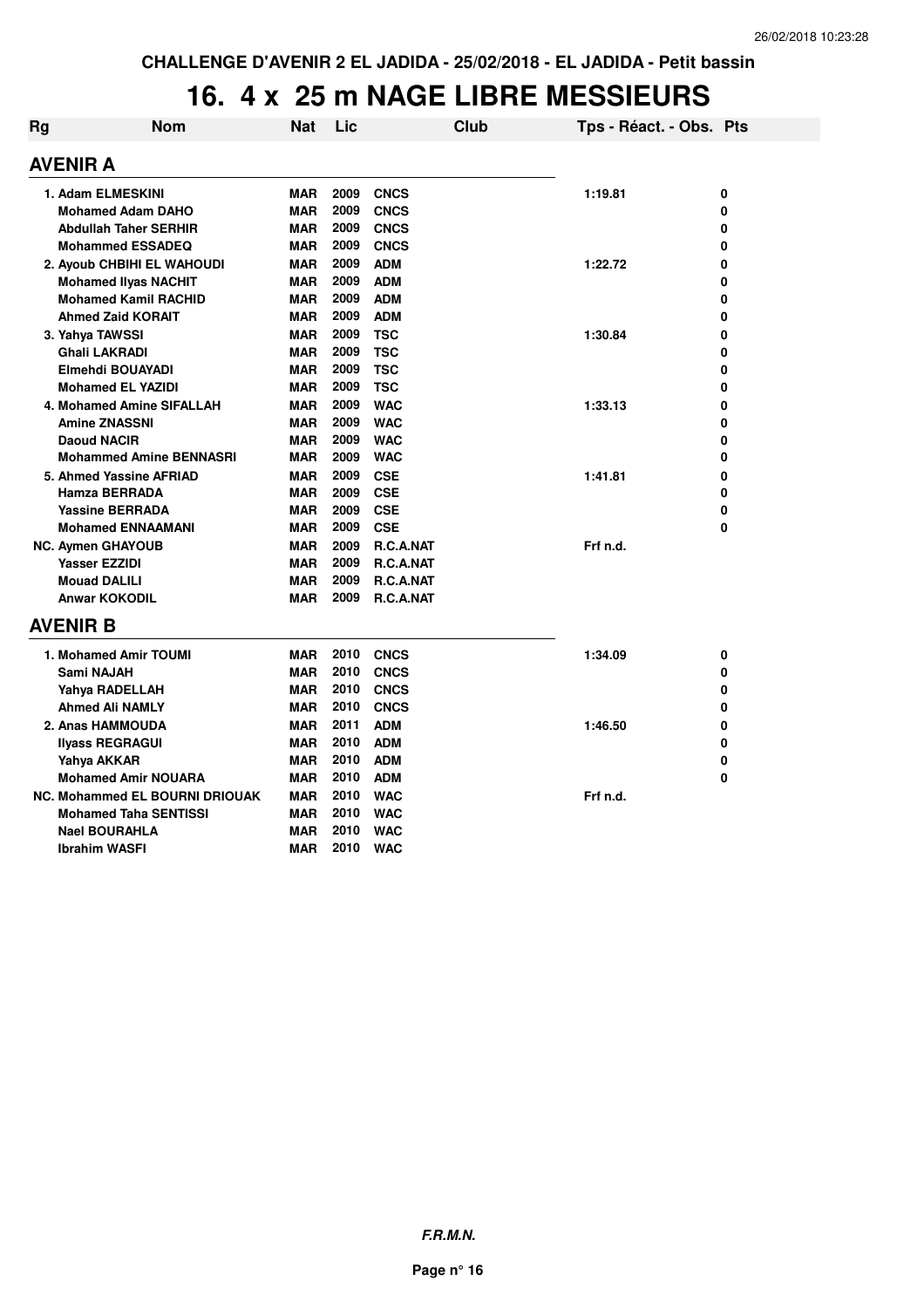# 16. 4 x 25 m NAGE LIBRE MESSIEURS

| Rg | Nom | Nat | Lic | Club | Tps - Réact. - Obs. | Pts |
|---|---|---|---|---|---|---|
| **AVENIR A** | | | | | | |
| 1. | Adam ELMESKINI | MAR | 2009 | CNCS | 1:19.81 | 0 |
| | Mohamed Adam DAHO | MAR | 2009 | CNCS | | 0 |
| | Abdullah Taher SERHIR | MAR | 2009 | CNCS | | 0 |
| | Mohammed ESSADEQ | MAR | 2009 | CNCS | | 0 |
| 2. | Ayoub CHBIHI EL WAHOUDI | MAR | 2009 | ADM | 1:22.72 | 0 |
| | Mohamed Ilyas NACHIT | MAR | 2009 | ADM | | 0 |
| | Mohamed Kamil RACHID | MAR | 2009 | ADM | | 0 |
| | Ahmed Zaid KORAIT | MAR | 2009 | ADM | | 0 |
| 3. | Yahya TAWSSI | MAR | 2009 | TSC | 1:30.84 | 0 |
| | Ghali LAKRADI | MAR | 2009 | TSC | | 0 |
| | Elmehdi BOUAYADI | MAR | 2009 | TSC | | 0 |
| | Mohamed EL YAZIDI | MAR | 2009 | TSC | | 0 |
| 4. | Mohamed Amine SIFALLAH | MAR | 2009 | WAC | 1:33.13 | 0 |
| | Amine ZNASSNI | MAR | 2009 | WAC | | 0 |
| | Daoud NACIR | MAR | 2009 | WAC | | 0 |
| | Mohammed Amine BENNASRI | MAR | 2009 | WAC | | 0 |
| 5. | Ahmed Yassine AFRIAD | MAR | 2009 | CSE | 1:41.81 | 0 |
| | Hamza BERRADA | MAR | 2009 | CSE | | 0 |
| | Yassine BERRADA | MAR | 2009 | CSE | | 0 |
| | Mohamed ENNAAMANI | MAR | 2009 | CSE | | 0 |
| NC. | Aymen GHAYOUB | MAR | 2009 | R.C.A.NAT | Frf n.d. | |
| | Yasser EZZIDI | MAR | 2009 | R.C.A.NAT | | |
| | Mouad DALILI | MAR | 2009 | R.C.A.NAT | | |
| | Anwar KOKODIL | MAR | 2009 | R.C.A.NAT | | |
| **AVENIR B** | | | | | | |
| 1. | Mohamed Amir TOUMI | MAR | 2010 | CNCS | 1:34.09 | 0 |
| | Sami NAJAH | MAR | 2010 | CNCS | | 0 |
| | Yahya RADELLAH | MAR | 2010 | CNCS | | 0 |
| | Ahmed Ali NAMLY | MAR | 2010 | CNCS | | 0 |
| 2. | Anas HAMMOUDA | MAR | 2011 | ADM | 1:46.50 | 0 |
| | Ilyass REGRAGUI | MAR | 2010 | ADM | | 0 |
| | Yahya AKKAR | MAR | 2010 | ADM | | 0 |
| | Mohamed Amir NOUARA | MAR | 2010 | ADM | | 0 |
| NC. | Mohammed EL BOURNI DRIOUAK | MAR | 2010 | WAC | Frf n.d. | |
| | Mohamed Taha SENTISSI | MAR | 2010 | WAC | | |
| | Nael BOURAHLA | MAR | 2010 | WAC | | |
| | Ibrahim WASFI | MAR | 2010 | WAC | | |